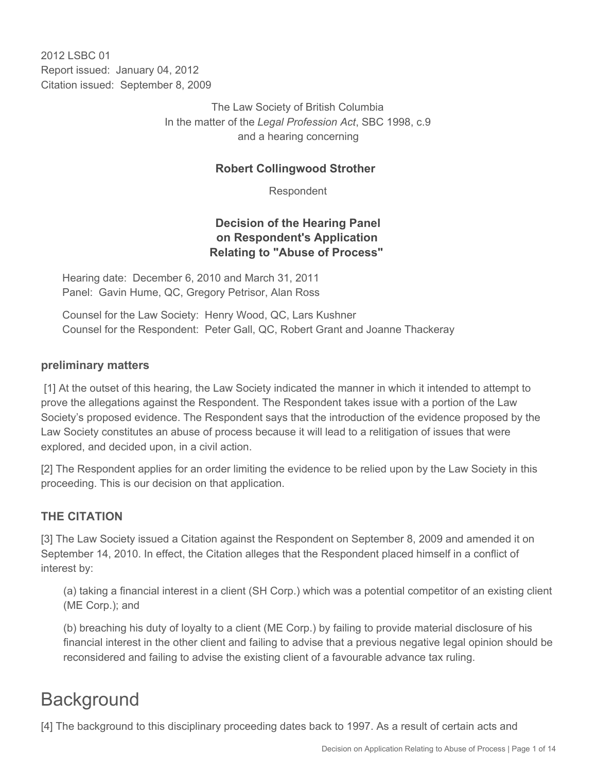2012 LSBC 01
Report issued: January 04, 2012
Citation issued: September 8, 2009

The Law Society of British Columbia
In the matter of the *Legal Profession Act*, SBC 1998, c.9
and a hearing concerning

**Robert Collingwood Strother**

Respondent

**Decision of the Hearing Panel on Respondent's Application Relating to "Abuse of Process"**

Hearing date: December 6, 2010 and March 31, 2011
Panel: Gavin Hume, QC, Gregory Petrisor, Alan Ross

Counsel for the Law Society: Henry Wood, QC, Lars Kushner
Counsel for the Respondent: Peter Gall, QC, Robert Grant and Joanne Thackeray

### preliminary matters

[1] At the outset of this hearing, the Law Society indicated the manner in which it intended to attempt to prove the allegations against the Respondent. The Respondent takes issue with a portion of the Law Society's proposed evidence. The Respondent says that the introduction of the evidence proposed by the Law Society constitutes an abuse of process because it will lead to a relitigation of issues that were explored, and decided upon, in a civil action.

[2] The Respondent applies for an order limiting the evidence to be relied upon by the Law Society in this proceeding. This is our decision on that application.

### THE CITATION

[3] The Law Society issued a Citation against the Respondent on September 8, 2009 and amended it on September 14, 2010. In effect, the Citation alleges that the Respondent placed himself in a conflict of interest by:

(a) taking a financial interest in a client (SH Corp.) which was a potential competitor of an existing client (ME Corp.); and

(b) breaching his duty of loyalty to a client (ME Corp.) by failing to provide material disclosure of his financial interest in the other client and failing to advise that a previous negative legal opinion should be reconsidered and failing to advise the existing client of a favourable advance tax ruling.

# Background

[4] The background to this disciplinary proceeding dates back to 1997. As a result of certain acts and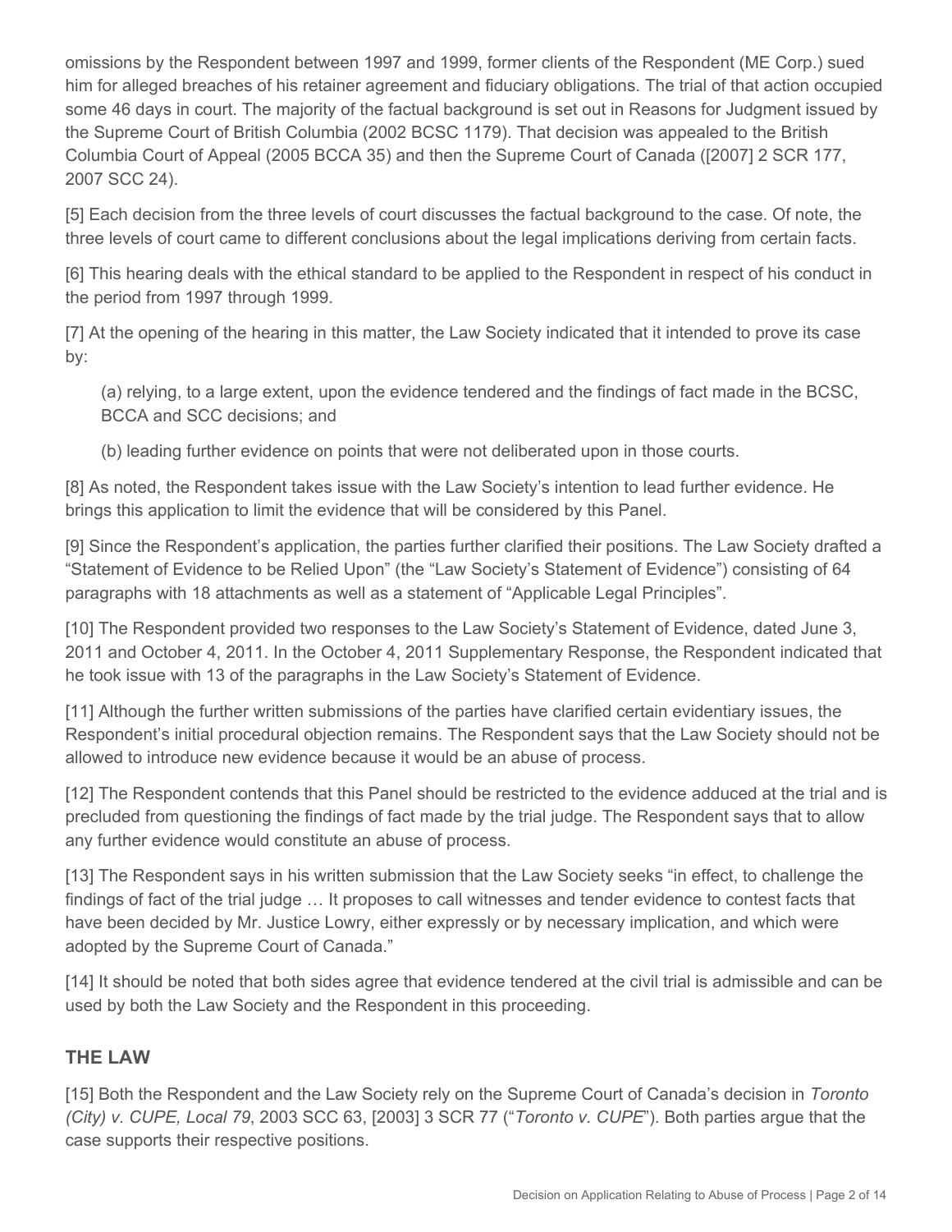omissions by the Respondent between 1997 and 1999, former clients of the Respondent (ME Corp.) sued him for alleged breaches of his retainer agreement and fiduciary obligations. The trial of that action occupied some 46 days in court. The majority of the factual background is set out in Reasons for Judgment issued by the Supreme Court of British Columbia (2002 BCSC 1179). That decision was appealed to the British Columbia Court of Appeal (2005 BCCA 35) and then the Supreme Court of Canada ([2007] 2 SCR 177, 2007 SCC 24).

[5] Each decision from the three levels of court discusses the factual background to the case. Of note, the three levels of court came to different conclusions about the legal implications deriving from certain facts.

[6] This hearing deals with the ethical standard to be applied to the Respondent in respect of his conduct in the period from 1997 through 1999.

[7] At the opening of the hearing in this matter, the Law Society indicated that it intended to prove its case by:

> (a) relying, to a large extent, upon the evidence tendered and the findings of fact made in the BCSC, BCCA and SCC decisions; and
>
> (b) leading further evidence on points that were not deliberated upon in those courts.

[8] As noted, the Respondent takes issue with the Law Society's intention to lead further evidence. He brings this application to limit the evidence that will be considered by this Panel.

[9] Since the Respondent's application, the parties further clarified their positions. The Law Society drafted a "Statement of Evidence to be Relied Upon" (the "Law Society's Statement of Evidence") consisting of 64 paragraphs with 18 attachments as well as a statement of "Applicable Legal Principles".

[10] The Respondent provided two responses to the Law Society's Statement of Evidence, dated June 3, 2011 and October 4, 2011. In the October 4, 2011 Supplementary Response, the Respondent indicated that he took issue with 13 of the paragraphs in the Law Society's Statement of Evidence.

[11] Although the further written submissions of the parties have clarified certain evidentiary issues, the Respondent's initial procedural objection remains. The Respondent says that the Law Society should not be allowed to introduce new evidence because it would be an abuse of process.

[12] The Respondent contends that this Panel should be restricted to the evidence adduced at the trial and is precluded from questioning the findings of fact made by the trial judge. The Respondent says that to allow any further evidence would constitute an abuse of process.

[13] The Respondent says in his written submission that the Law Society seeks "in effect, to challenge the findings of fact of the trial judge … It proposes to call witnesses and tender evidence to contest facts that have been decided by Mr. Justice Lowry, either expressly or by necessary implication, and which were adopted by the Supreme Court of Canada."

[14] It should be noted that both sides agree that evidence tendered at the civil trial is admissible and can be used by both the Law Society and the Respondent in this proceeding.

## THE LAW

[15] Both the Respondent and the Law Society rely on the Supreme Court of Canada's decision in *Toronto (City) v. CUPE, Local 79*, 2003 SCC 63, [2003] 3 SCR 77 ("*Toronto v. CUPE*"). Both parties argue that the case supports their respective positions.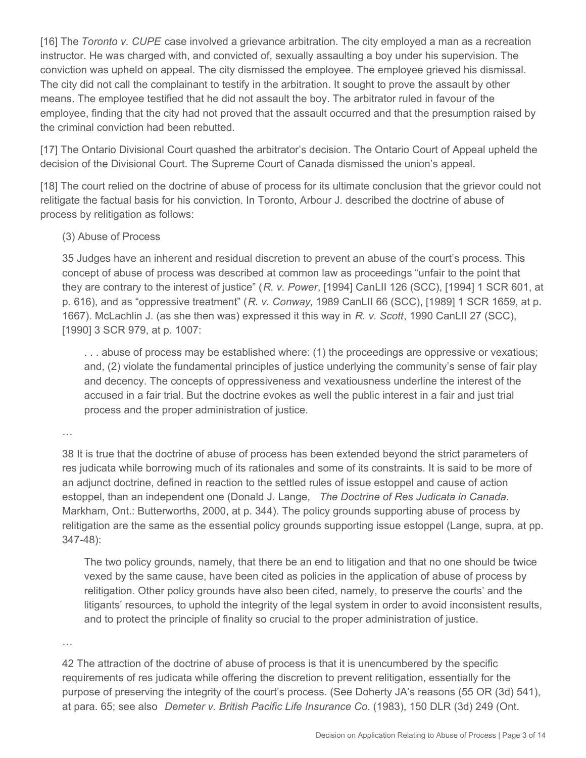[16] The *Toronto v. CUPE* case involved a grievance arbitration. The city employed a man as a recreation instructor. He was charged with, and convicted of, sexually assaulting a boy under his supervision. The conviction was upheld on appeal. The city dismissed the employee. The employee grieved his dismissal. The city did not call the complainant to testify in the arbitration. It sought to prove the assault by other means. The employee testified that he did not assault the boy. The arbitrator ruled in favour of the employee, finding that the city had not proved that the assault occurred and that the presumption raised by the criminal conviction had been rebutted.

[17] The Ontario Divisional Court quashed the arbitrator's decision. The Ontario Court of Appeal upheld the decision of the Divisional Court. The Supreme Court of Canada dismissed the union's appeal.

[18] The court relied on the doctrine of abuse of process for its ultimate conclusion that the grievor could not relitigate the factual basis for his conviction. In Toronto, Arbour J. described the doctrine of abuse of process by relitigation as follows:

> (3) Abuse of Process
>
> 35 Judges have an inherent and residual discretion to prevent an abuse of the court's process. This concept of abuse of process was described at common law as proceedings "unfair to the point that they are contrary to the interest of justice" (*R. v. Power*, [1994] CanLII 126 (SCC), [1994] 1 SCR 601, at p. 616), and as "oppressive treatment" (*R. v. Conway*, 1989 CanLII 66 (SCC), [1989] 1 SCR 1659, at p. 1667). McLachlin J. (as she then was) expressed it this way in *R. v. Scott*, 1990 CanLII 27 (SCC), [1990] 3 SCR 979, at p. 1007:
>
> > . . . abuse of process may be established where: (1) the proceedings are oppressive or vexatious; and, (2) violate the fundamental principles of justice underlying the community's sense of fair play and decency. The concepts of oppressiveness and vexatiousness underline the interest of the accused in a fair trial. But the doctrine evokes as well the public interest in a fair and just trial process and the proper administration of justice.
>
> …
>
> 38 It is true that the doctrine of abuse of process has been extended beyond the strict parameters of res judicata while borrowing much of its rationales and some of its constraints. It is said to be more of an adjunct doctrine, defined in reaction to the settled rules of issue estoppel and cause of action estoppel, than an independent one (Donald J. Lange, *The Doctrine of Res Judicata in Canada*. Markham, Ont.: Butterworths, 2000, at p. 344). The policy grounds supporting abuse of process by relitigation are the same as the essential policy grounds supporting issue estoppel (Lange, supra, at pp. 347-48):
>
> > The two policy grounds, namely, that there be an end to litigation and that no one should be twice vexed by the same cause, have been cited as policies in the application of abuse of process by relitigation. Other policy grounds have also been cited, namely, to preserve the courts' and the litigants' resources, to uphold the integrity of the legal system in order to avoid inconsistent results, and to protect the principle of finality so crucial to the proper administration of justice.
>
> …
>
> 42 The attraction of the doctrine of abuse of process is that it is unencumbered by the specific requirements of res judicata while offering the discretion to prevent relitigation, essentially for the purpose of preserving the integrity of the court's process. (See Doherty JA's reasons (55 OR (3d) 541), at para. 65; see also *Demeter v. British Pacific Life Insurance Co.* (1983), 150 DLR (3d) 249 (Ont.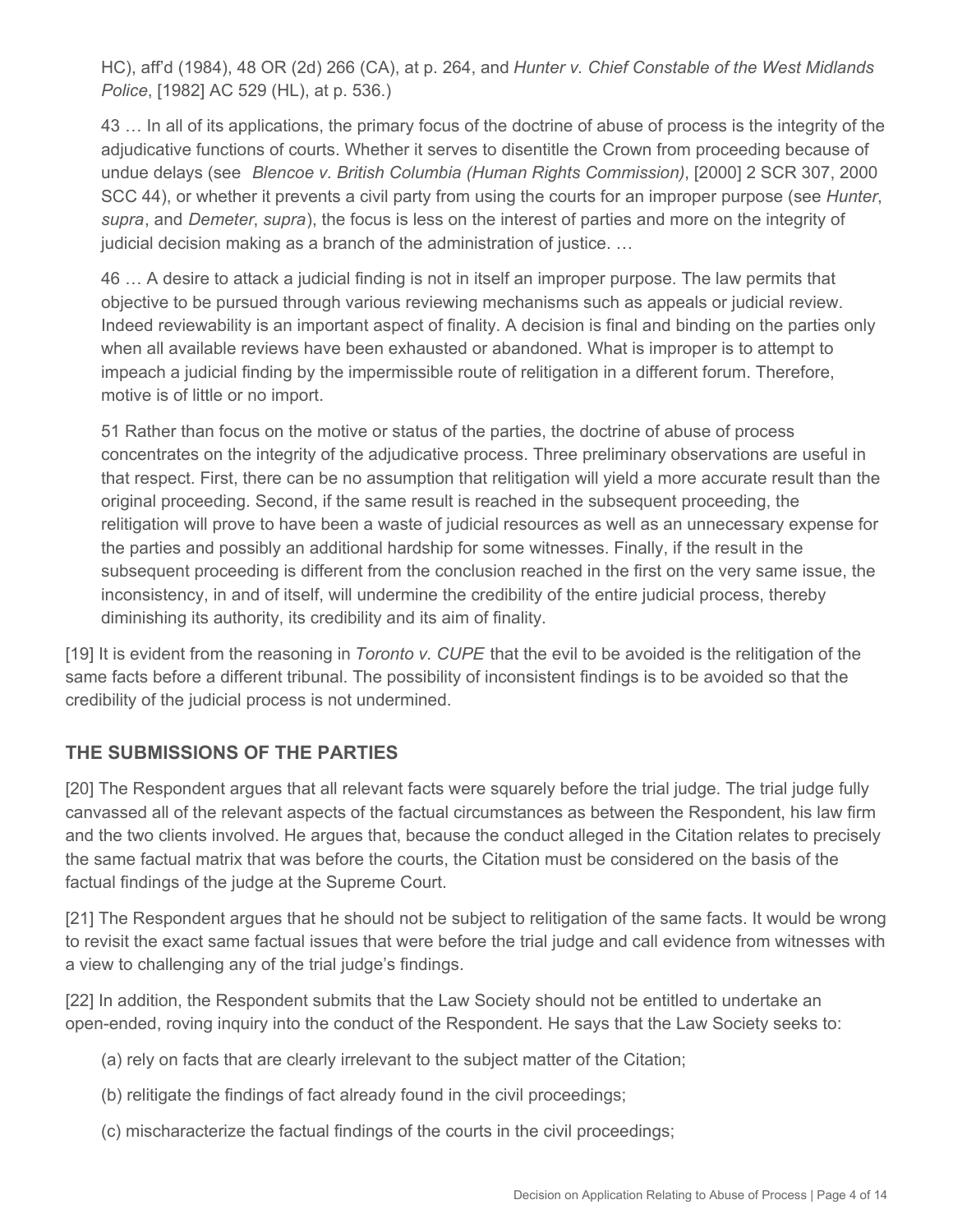HC), aff'd (1984), 48 OR (2d) 266 (CA), at p. 264, and *Hunter v. Chief Constable of the West Midlands Police*, [1982] AC 529 (HL), at p. 536.)

> 43 … In all of its applications, the primary focus of the doctrine of abuse of process is the integrity of the adjudicative functions of courts. Whether it serves to disentitle the Crown from proceeding because of undue delays (see *Blencoe v. British Columbia (Human Rights Commission)*, [2000] 2 SCR 307, 2000 SCC 44), or whether it prevents a civil party from using the courts for an improper purpose (see *Hunter*, *supra*, and *Demeter*, *supra*), the focus is less on the interest of parties and more on the integrity of judicial decision making as a branch of the administration of justice. …

> 46 … A desire to attack a judicial finding is not in itself an improper purpose. The law permits that objective to be pursued through various reviewing mechanisms such as appeals or judicial review. Indeed reviewability is an important aspect of finality. A decision is final and binding on the parties only when all available reviews have been exhausted or abandoned. What is improper is to attempt to impeach a judicial finding by the impermissible route of relitigation in a different forum. Therefore, motive is of little or no import.

> 51 Rather than focus on the motive or status of the parties, the doctrine of abuse of process concentrates on the integrity of the adjudicative process. Three preliminary observations are useful in that respect. First, there can be no assumption that relitigation will yield a more accurate result than the original proceeding. Second, if the same result is reached in the subsequent proceeding, the relitigation will prove to have been a waste of judicial resources as well as an unnecessary expense for the parties and possibly an additional hardship for some witnesses. Finally, if the result in the subsequent proceeding is different from the conclusion reached in the first on the very same issue, the inconsistency, in and of itself, will undermine the credibility of the entire judicial process, thereby diminishing its authority, its credibility and its aim of finality.

[19] It is evident from the reasoning in *Toronto v. CUPE* that the evil to be avoided is the relitigation of the same facts before a different tribunal. The possibility of inconsistent findings is to be avoided so that the credibility of the judicial process is not undermined.

## THE SUBMISSIONS OF THE PARTIES

[20] The Respondent argues that all relevant facts were squarely before the trial judge. The trial judge fully canvassed all of the relevant aspects of the factual circumstances as between the Respondent, his law firm and the two clients involved. He argues that, because the conduct alleged in the Citation relates to precisely the same factual matrix that was before the courts, the Citation must be considered on the basis of the factual findings of the judge at the Supreme Court.

[21] The Respondent argues that he should not be subject to relitigation of the same facts. It would be wrong to revisit the exact same factual issues that were before the trial judge and call evidence from witnesses with a view to challenging any of the trial judge's findings.

[22] In addition, the Respondent submits that the Law Society should not be entitled to undertake an open-ended, roving inquiry into the conduct of the Respondent. He says that the Law Society seeks to:

(a) rely on facts that are clearly irrelevant to the subject matter of the Citation;

(b) relitigate the findings of fact already found in the civil proceedings;

(c) mischaracterize the factual findings of the courts in the civil proceedings;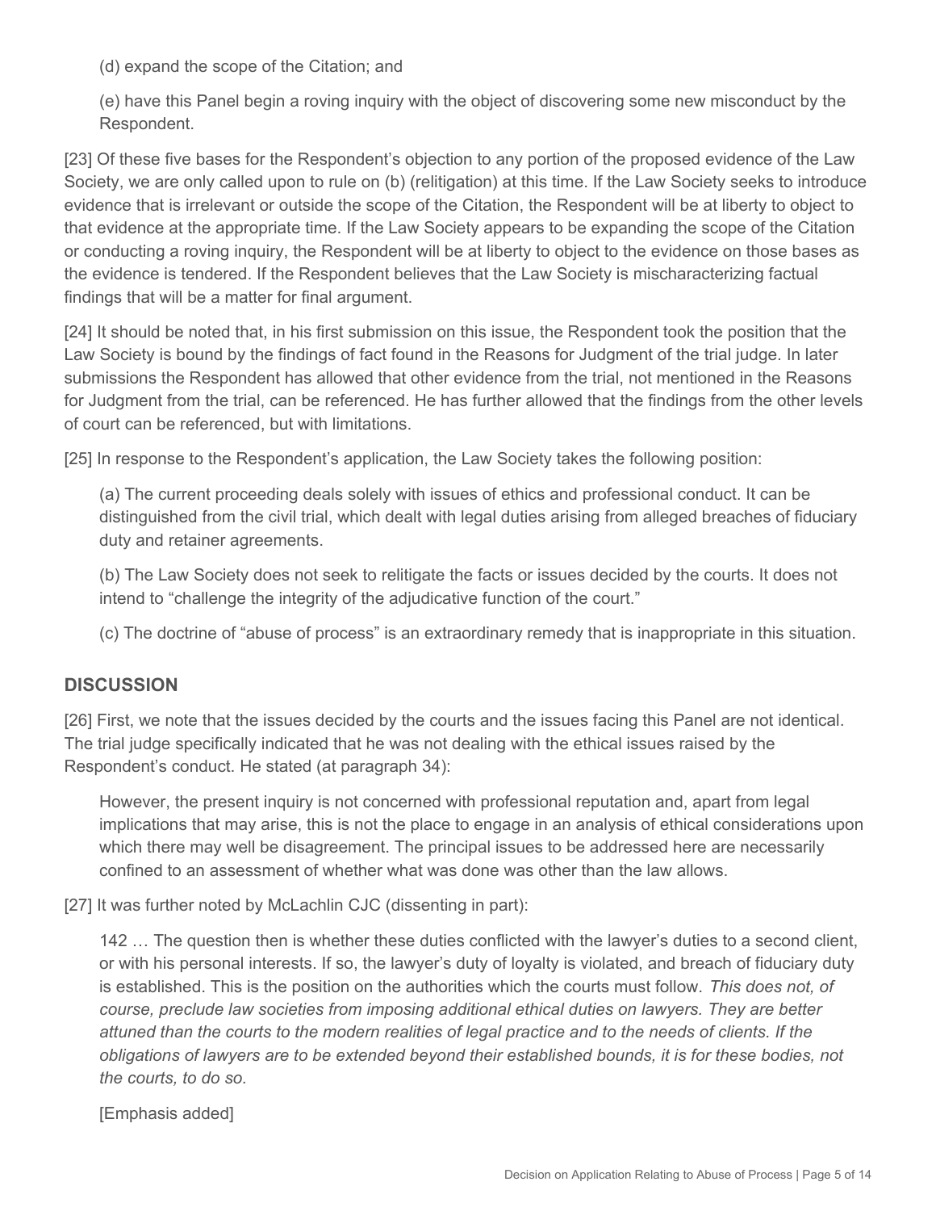(d) expand the scope of the Citation; and

(e) have this Panel begin a roving inquiry with the object of discovering some new misconduct by the Respondent.

[23] Of these five bases for the Respondent's objection to any portion of the proposed evidence of the Law Society, we are only called upon to rule on (b) (relitigation) at this time. If the Law Society seeks to introduce evidence that is irrelevant or outside the scope of the Citation, the Respondent will be at liberty to object to that evidence at the appropriate time. If the Law Society appears to be expanding the scope of the Citation or conducting a roving inquiry, the Respondent will be at liberty to object to the evidence on those bases as the evidence is tendered. If the Respondent believes that the Law Society is mischaracterizing factual findings that will be a matter for final argument.

[24] It should be noted that, in his first submission on this issue, the Respondent took the position that the Law Society is bound by the findings of fact found in the Reasons for Judgment of the trial judge. In later submissions the Respondent has allowed that other evidence from the trial, not mentioned in the Reasons for Judgment from the trial, can be referenced. He has further allowed that the findings from the other levels of court can be referenced, but with limitations.

[25] In response to the Respondent's application, the Law Society takes the following position:

(a) The current proceeding deals solely with issues of ethics and professional conduct. It can be distinguished from the civil trial, which dealt with legal duties arising from alleged breaches of fiduciary duty and retainer agreements.

(b) The Law Society does not seek to relitigate the facts or issues decided by the courts. It does not intend to "challenge the integrity of the adjudicative function of the court."

(c) The doctrine of "abuse of process" is an extraordinary remedy that is inappropriate in this situation.

## DISCUSSION

[26] First, we note that the issues decided by the courts and the issues facing this Panel are not identical. The trial judge specifically indicated that he was not dealing with the ethical issues raised by the Respondent's conduct. He stated (at paragraph 34):

> However, the present inquiry is not concerned with professional reputation and, apart from legal implications that may arise, this is not the place to engage in an analysis of ethical considerations upon which there may well be disagreement. The principal issues to be addressed here are necessarily confined to an assessment of whether what was done was other than the law allows.

[27] It was further noted by McLachlin CJC (dissenting in part):

> 142 … The question then is whether these duties conflicted with the lawyer's duties to a second client, or with his personal interests. If so, the lawyer's duty of loyalty is violated, and breach of fiduciary duty is established. This is the position on the authorities which the courts must follow. *This does not, of course, preclude law societies from imposing additional ethical duties on lawyers. They are better attuned than the courts to the modern realities of legal practice and to the needs of clients. If the obligations of lawyers are to be extended beyond their established bounds, it is for these bodies, not the courts, to do so.*
>
> [Emphasis added]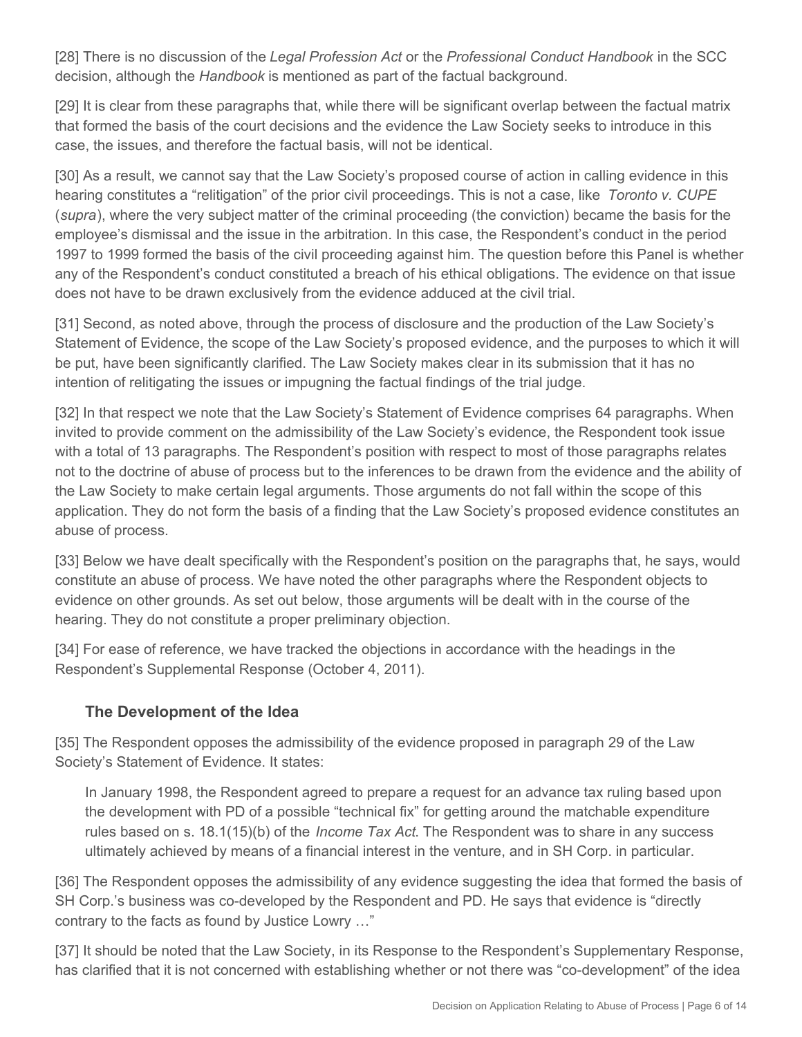[28] There is no discussion of the *Legal Profession Act* or the *Professional Conduct Handbook* in the SCC decision, although the *Handbook* is mentioned as part of the factual background.

[29] It is clear from these paragraphs that, while there will be significant overlap between the factual matrix that formed the basis of the court decisions and the evidence the Law Society seeks to introduce in this case, the issues, and therefore the factual basis, will not be identical.

[30] As a result, we cannot say that the Law Society's proposed course of action in calling evidence in this hearing constitutes a "relitigation" of the prior civil proceedings. This is not a case, like *Toronto v. CUPE* (*supra*), where the very subject matter of the criminal proceeding (the conviction) became the basis for the employee's dismissal and the issue in the arbitration. In this case, the Respondent's conduct in the period 1997 to 1999 formed the basis of the civil proceeding against him. The question before this Panel is whether any of the Respondent's conduct constituted a breach of his ethical obligations. The evidence on that issue does not have to be drawn exclusively from the evidence adduced at the civil trial.

[31] Second, as noted above, through the process of disclosure and the production of the Law Society's Statement of Evidence, the scope of the Law Society's proposed evidence, and the purposes to which it will be put, have been significantly clarified. The Law Society makes clear in its submission that it has no intention of relitigating the issues or impugning the factual findings of the trial judge.

[32] In that respect we note that the Law Society's Statement of Evidence comprises 64 paragraphs. When invited to provide comment on the admissibility of the Law Society's evidence, the Respondent took issue with a total of 13 paragraphs. The Respondent's position with respect to most of those paragraphs relates not to the doctrine of abuse of process but to the inferences to be drawn from the evidence and the ability of the Law Society to make certain legal arguments. Those arguments do not fall within the scope of this application. They do not form the basis of a finding that the Law Society's proposed evidence constitutes an abuse of process.

[33] Below we have dealt specifically with the Respondent's position on the paragraphs that, he says, would constitute an abuse of process. We have noted the other paragraphs where the Respondent objects to evidence on other grounds. As set out below, those arguments will be dealt with in the course of the hearing. They do not constitute a proper preliminary objection.

[34] For ease of reference, we have tracked the objections in accordance with the headings in the Respondent's Supplemental Response (October 4, 2011).

### The Development of the Idea

[35] The Respondent opposes the admissibility of the evidence proposed in paragraph 29 of the Law Society's Statement of Evidence. It states:

> In January 1998, the Respondent agreed to prepare a request for an advance tax ruling based upon the development with PD of a possible "technical fix" for getting around the matchable expenditure rules based on s. 18.1(15)(b) of the *Income Tax Act*. The Respondent was to share in any success ultimately achieved by means of a financial interest in the venture, and in SH Corp. in particular.

[36] The Respondent opposes the admissibility of any evidence suggesting the idea that formed the basis of SH Corp.'s business was co-developed by the Respondent and PD. He says that evidence is "directly contrary to the facts as found by Justice Lowry …"

[37] It should be noted that the Law Society, in its Response to the Respondent's Supplementary Response, has clarified that it is not concerned with establishing whether or not there was "co-development" of the idea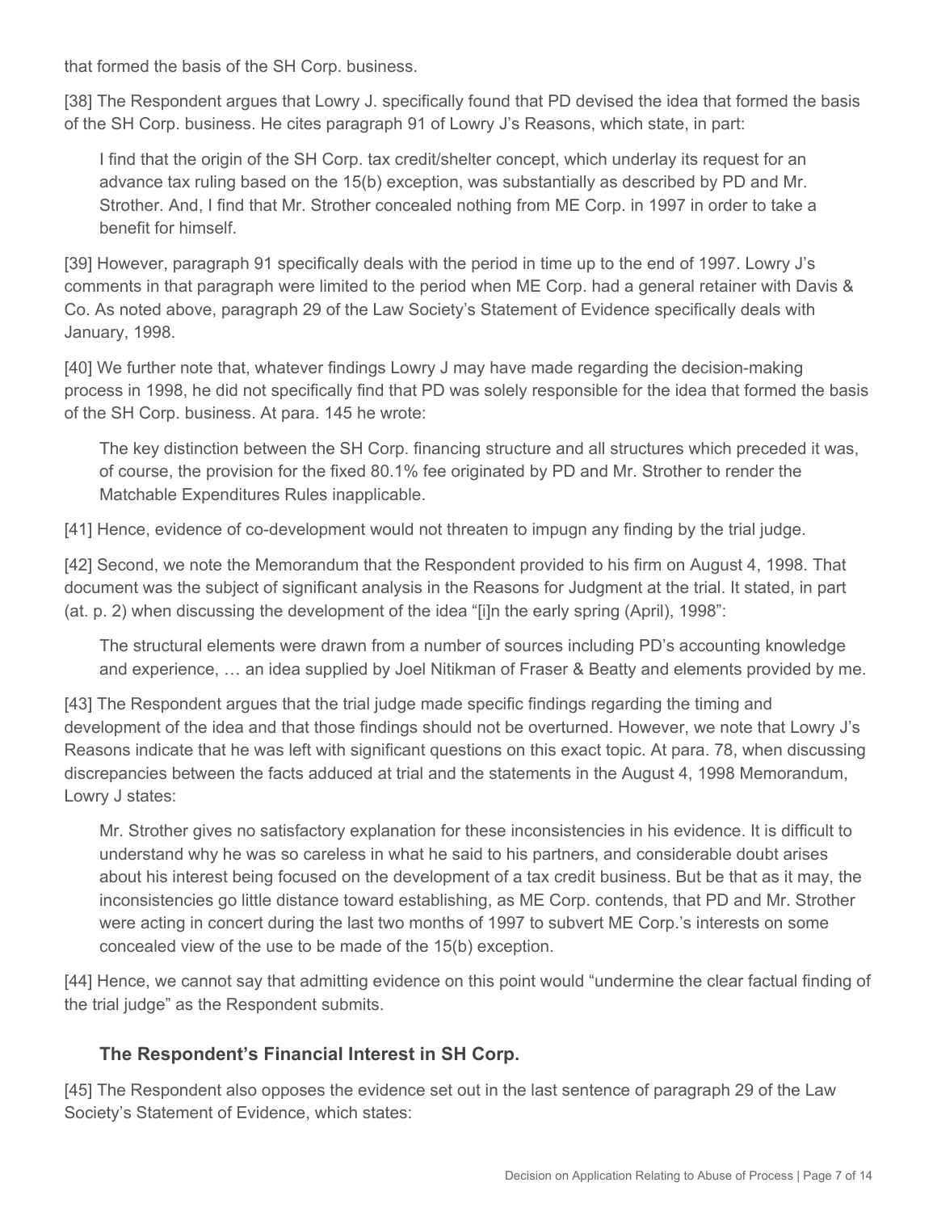that formed the basis of the SH Corp. business.

[38] The Respondent argues that Lowry J. specifically found that PD devised the idea that formed the basis of the SH Corp. business. He cites paragraph 91 of Lowry J's Reasons, which state, in part:

> I find that the origin of the SH Corp. tax credit/shelter concept, which underlay its request for an advance tax ruling based on the 15(b) exception, was substantially as described by PD and Mr. Strother. And, I find that Mr. Strother concealed nothing from ME Corp. in 1997 in order to take a benefit for himself.

[39] However, paragraph 91 specifically deals with the period in time up to the end of 1997. Lowry J's comments in that paragraph were limited to the period when ME Corp. had a general retainer with Davis & Co. As noted above, paragraph 29 of the Law Society's Statement of Evidence specifically deals with January, 1998.

[40] We further note that, whatever findings Lowry J may have made regarding the decision-making process in 1998, he did not specifically find that PD was solely responsible for the idea that formed the basis of the SH Corp. business. At para. 145 he wrote:

> The key distinction between the SH Corp. financing structure and all structures which preceded it was, of course, the provision for the fixed 80.1% fee originated by PD and Mr. Strother to render the Matchable Expenditures Rules inapplicable.

[41] Hence, evidence of co-development would not threaten to impugn any finding by the trial judge.

[42] Second, we note the Memorandum that the Respondent provided to his firm on August 4, 1998. That document was the subject of significant analysis in the Reasons for Judgment at the trial. It stated, in part (at. p. 2) when discussing the development of the idea "[i]n the early spring (April), 1998":

> The structural elements were drawn from a number of sources including PD's accounting knowledge and experience, … an idea supplied by Joel Nitikman of Fraser & Beatty and elements provided by me.

[43] The Respondent argues that the trial judge made specific findings regarding the timing and development of the idea and that those findings should not be overturned. However, we note that Lowry J's Reasons indicate that he was left with significant questions on this exact topic. At para. 78, when discussing discrepancies between the facts adduced at trial and the statements in the August 4, 1998 Memorandum, Lowry J states:

> Mr. Strother gives no satisfactory explanation for these inconsistencies in his evidence. It is difficult to understand why he was so careless in what he said to his partners, and considerable doubt arises about his interest being focused on the development of a tax credit business. But be that as it may, the inconsistencies go little distance toward establishing, as ME Corp. contends, that PD and Mr. Strother were acting in concert during the last two months of 1997 to subvert ME Corp.'s interests on some concealed view of the use to be made of the 15(b) exception.

[44] Hence, we cannot say that admitting evidence on this point would "undermine the clear factual finding of the trial judge" as the Respondent submits.

### The Respondent's Financial Interest in SH Corp.

[45] The Respondent also opposes the evidence set out in the last sentence of paragraph 29 of the Law Society's Statement of Evidence, which states: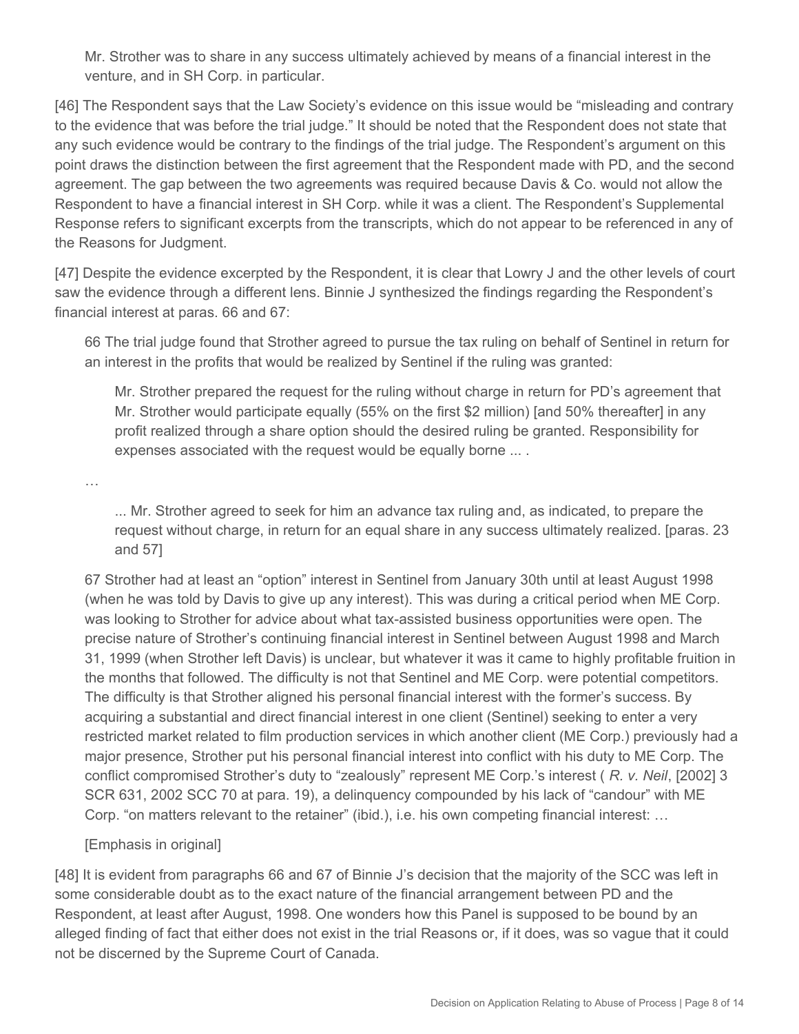> Mr. Strother was to share in any success ultimately achieved by means of a financial interest in the venture, and in SH Corp. in particular.

[46] The Respondent says that the Law Society's evidence on this issue would be "misleading and contrary to the evidence that was before the trial judge." It should be noted that the Respondent does not state that any such evidence would be contrary to the findings of the trial judge. The Respondent's argument on this point draws the distinction between the first agreement that the Respondent made with PD, and the second agreement. The gap between the two agreements was required because Davis & Co. would not allow the Respondent to have a financial interest in SH Corp. while it was a client. The Respondent's Supplemental Response refers to significant excerpts from the transcripts, which do not appear to be referenced in any of the Reasons for Judgment.

[47] Despite the evidence excerpted by the Respondent, it is clear that Lowry J and the other levels of court saw the evidence through a different lens. Binnie J synthesized the findings regarding the Respondent's financial interest at paras. 66 and 67:

> 66 The trial judge found that Strother agreed to pursue the tax ruling on behalf of Sentinel in return for an interest in the profits that would be realized by Sentinel if the ruling was granted:
>
> > Mr. Strother prepared the request for the ruling without charge in return for PD's agreement that Mr. Strother would participate equally (55% on the first $2 million) [and 50% thereafter] in any profit realized through a share option should the desired ruling be granted. Responsibility for expenses associated with the request would be equally borne ... .
>
> …
>
> > ... Mr. Strother agreed to seek for him an advance tax ruling and, as indicated, to prepare the request without charge, in return for an equal share in any success ultimately realized. [paras. 23 and 57]
>
> 67 Strother had at least an "option" interest in Sentinel from January 30th until at least August 1998 (when he was told by Davis to give up any interest). This was during a critical period when ME Corp. was looking to Strother for advice about what tax-assisted business opportunities were open. The precise nature of Strother's continuing financial interest in Sentinel between August 1998 and March 31, 1999 (when Strother left Davis) is unclear, but whatever it was it came to highly profitable fruition in the months that followed. The difficulty is not that Sentinel and ME Corp. were potential competitors. The difficulty is that Strother aligned his personal financial interest with the former's success. By acquiring a substantial and direct financial interest in one client (Sentinel) seeking to enter a very restricted market related to film production services in which another client (ME Corp.) previously had a major presence, Strother put his personal financial interest into conflict with his duty to ME Corp. The conflict compromised Strother's duty to "zealously" represent ME Corp.'s interest ( *R. v. Neil*, [2002] 3 SCR 631, 2002 SCC 70 at para. 19), a delinquency compounded by his lack of "candour" with ME Corp. "on matters relevant to the retainer" (ibid.), i.e. his own competing financial interest: …
>
> [Emphasis in original]

[48] It is evident from paragraphs 66 and 67 of Binnie J's decision that the majority of the SCC was left in some considerable doubt as to the exact nature of the financial arrangement between PD and the Respondent, at least after August, 1998. One wonders how this Panel is supposed to be bound by an alleged finding of fact that either does not exist in the trial Reasons or, if it does, was so vague that it could not be discerned by the Supreme Court of Canada.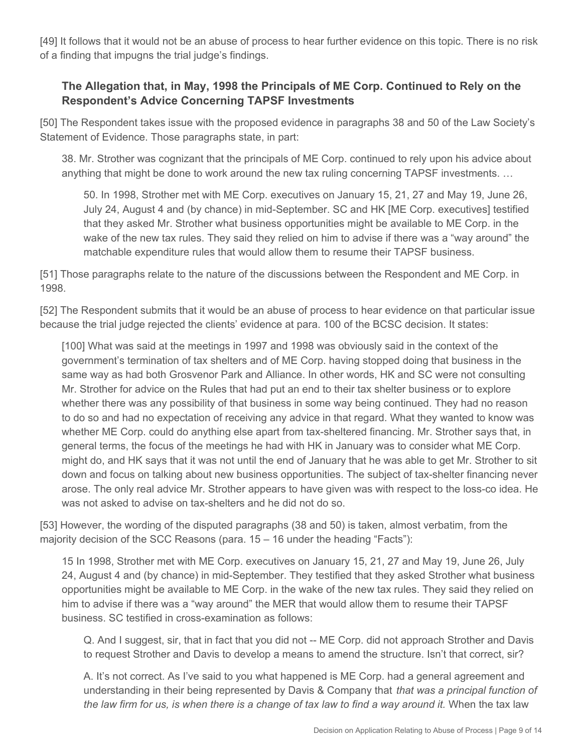[49] It follows that it would not be an abuse of process to hear further evidence on this topic. There is no risk of a finding that impugns the trial judge's findings.

### The Allegation that, in May, 1998 the Principals of ME Corp. Continued to Rely on the Respondent's Advice Concerning TAPSF Investments

[50] The Respondent takes issue with the proposed evidence in paragraphs 38 and 50 of the Law Society's Statement of Evidence. Those paragraphs state, in part:

> 38. Mr. Strother was cognizant that the principals of ME Corp. continued to rely upon his advice about anything that might be done to work around the new tax ruling concerning TAPSF investments. …
>
> 50. In 1998, Strother met with ME Corp. executives on January 15, 21, 27 and May 19, June 26, July 24, August 4 and (by chance) in mid-September. SC and HK [ME Corp. executives] testified that they asked Mr. Strother what business opportunities might be available to ME Corp. in the wake of the new tax rules. They said they relied on him to advise if there was a "way around" the matchable expenditure rules that would allow them to resume their TAPSF business.

[51] Those paragraphs relate to the nature of the discussions between the Respondent and ME Corp. in 1998.

[52] The Respondent submits that it would be an abuse of process to hear evidence on that particular issue because the trial judge rejected the clients' evidence at para. 100 of the BCSC decision. It states:

> [100] What was said at the meetings in 1997 and 1998 was obviously said in the context of the government's termination of tax shelters and of ME Corp. having stopped doing that business in the same way as had both Grosvenor Park and Alliance. In other words, HK and SC were not consulting Mr. Strother for advice on the Rules that had put an end to their tax shelter business or to explore whether there was any possibility of that business in some way being continued. They had no reason to do so and had no expectation of receiving any advice in that regard. What they wanted to know was whether ME Corp. could do anything else apart from tax-sheltered financing. Mr. Strother says that, in general terms, the focus of the meetings he had with HK in January was to consider what ME Corp. might do, and HK says that it was not until the end of January that he was able to get Mr. Strother to sit down and focus on talking about new business opportunities. The subject of tax-shelter financing never arose. The only real advice Mr. Strother appears to have given was with respect to the loss-co idea. He was not asked to advise on tax-shelters and he did not do so.

[53] However, the wording of the disputed paragraphs (38 and 50) is taken, almost verbatim, from the majority decision of the SCC Reasons (para. 15 – 16 under the heading "Facts"):

> 15 In 1998, Strother met with ME Corp. executives on January 15, 21, 27 and May 19, June 26, July 24, August 4 and (by chance) in mid-September. They testified that they asked Strother what business opportunities might be available to ME Corp. in the wake of the new tax rules. They said they relied on him to advise if there was a "way around" the MER that would allow them to resume their TAPSF business. SC testified in cross-examination as follows:
>
> > Q. And I suggest, sir, that in fact that you did not -- ME Corp. did not approach Strother and Davis to request Strother and Davis to develop a means to amend the structure. Isn't that correct, sir?
> >
> > A. It's not correct. As I've said to you what happened is ME Corp. had a general agreement and understanding in their being represented by Davis & Company that *that was a principal function of the law firm for us, is when there is a change of tax law to find a way around it.* When the tax law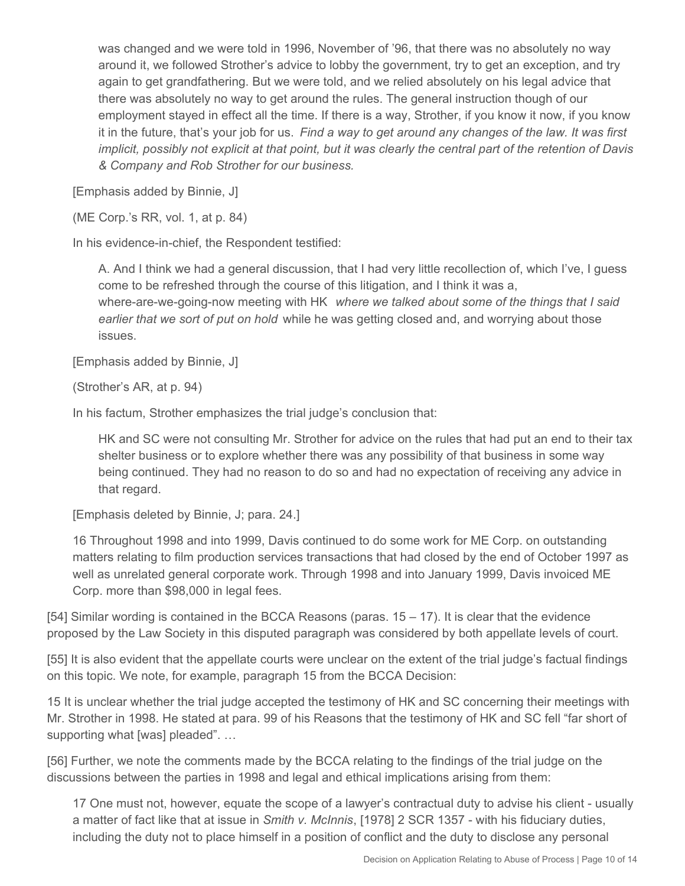> was changed and we were told in 1996, November of '96, that there was no absolutely no way around it, we followed Strother's advice to lobby the government, try to get an exception, and try again to get grandfathering. But we were told, and we relied absolutely on his legal advice that there was absolutely no way to get around the rules. The general instruction though of our employment stayed in effect all the time. If there is a way, Strother, if you know it now, if you know it in the future, that's your job for us. *Find a way to get around any changes of the law. It was first implicit, possibly not explicit at that point, but it was clearly the central part of the retention of Davis & Company and Rob Strother for our business.*
>
> [Emphasis added by Binnie, J]
>
> (ME Corp.'s RR, vol. 1, at p. 84)
>
> In his evidence-in-chief, the Respondent testified:
>
> > A. And I think we had a general discussion, that I had very little recollection of, which I've, I guess come to be refreshed through the course of this litigation, and I think it was a, where-are-we-going-now meeting with HK *where we talked about some of the things that I said earlier that we sort of put on hold* while he was getting closed and, and worrying about those issues.
>
> [Emphasis added by Binnie, J]
>
> (Strother's AR, at p. 94)
>
> In his factum, Strother emphasizes the trial judge's conclusion that:
>
> > HK and SC were not consulting Mr. Strother for advice on the rules that had put an end to their tax shelter business or to explore whether there was any possibility of that business in some way being continued. They had no reason to do so and had no expectation of receiving any advice in that regard.
>
> [Emphasis deleted by Binnie, J; para. 24.]
>
> 16 Throughout 1998 and into 1999, Davis continued to do some work for ME Corp. on outstanding matters relating to film production services transactions that had closed by the end of October 1997 as well as unrelated general corporate work. Through 1998 and into January 1999, Davis invoiced ME Corp. more than $98,000 in legal fees.

[54] Similar wording is contained in the BCCA Reasons (paras. 15 – 17). It is clear that the evidence proposed by the Law Society in this disputed paragraph was considered by both appellate levels of court.

[55] It is also evident that the appellate courts were unclear on the extent of the trial judge's factual findings on this topic. We note, for example, paragraph 15 from the BCCA Decision:

15 It is unclear whether the trial judge accepted the testimony of HK and SC concerning their meetings with Mr. Strother in 1998. He stated at para. 99 of his Reasons that the testimony of HK and SC fell "far short of supporting what [was] pleaded". …

[56] Further, we note the comments made by the BCCA relating to the findings of the trial judge on the discussions between the parties in 1998 and legal and ethical implications arising from them:

> 17 One must not, however, equate the scope of a lawyer's contractual duty to advise his client - usually a matter of fact like that at issue in *Smith v. McInnis*, [1978] 2 SCR 1357 - with his fiduciary duties, including the duty not to place himself in a position of conflict and the duty to disclose any personal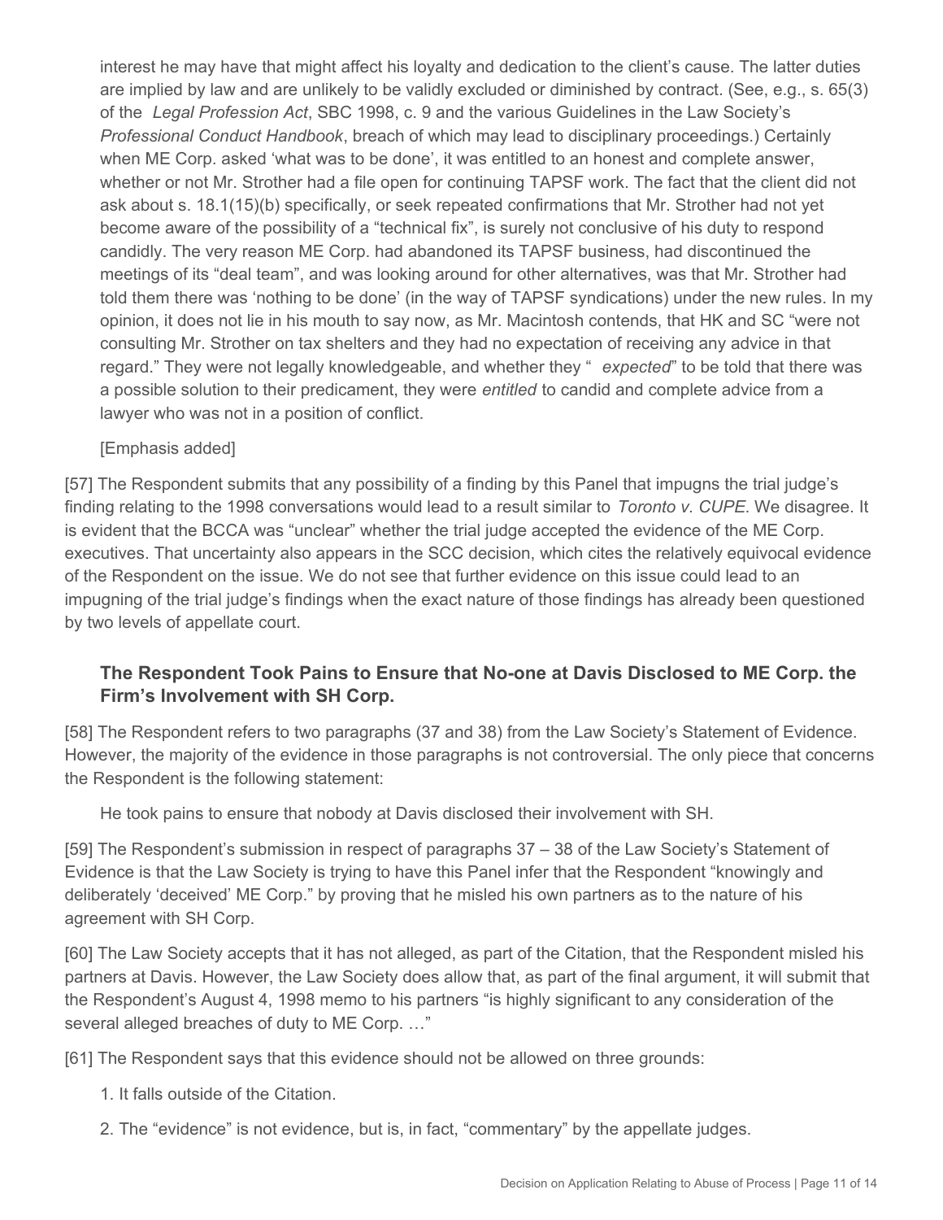> interest he may have that might affect his loyalty and dedication to the client's cause. The latter duties are implied by law and are unlikely to be validly excluded or diminished by contract. (See, e.g., s. 65(3) of the *Legal Profession Act*, SBC 1998, c. 9 and the various Guidelines in the Law Society's *Professional Conduct Handbook*, breach of which may lead to disciplinary proceedings.) Certainly when ME Corp. asked 'what was to be done', it was entitled to an honest and complete answer, whether or not Mr. Strother had a file open for continuing TAPSF work. The fact that the client did not ask about s. 18.1(15)(b) specifically, or seek repeated confirmations that Mr. Strother had not yet become aware of the possibility of a "technical fix", is surely not conclusive of his duty to respond candidly. The very reason ME Corp. had abandoned its TAPSF business, had discontinued the meetings of its "deal team", and was looking around for other alternatives, was that Mr. Strother had told them there was 'nothing to be done' (in the way of TAPSF syndications) under the new rules. In my opinion, it does not lie in his mouth to say now, as Mr. Macintosh contends, that HK and SC "were not consulting Mr. Strother on tax shelters and they had no expectation of receiving any advice in that regard." They were not legally knowledgeable, and whether they "*expected*" to be told that there was a possible solution to their predicament, they were *entitled* to candid and complete advice from a lawyer who was not in a position of conflict.
>
> [Emphasis added]

[57] The Respondent submits that any possibility of a finding by this Panel that impugns the trial judge's finding relating to the 1998 conversations would lead to a result similar to *Toronto v. CUPE*. We disagree. It is evident that the BCCA was "unclear" whether the trial judge accepted the evidence of the ME Corp. executives. That uncertainty also appears in the SCC decision, which cites the relatively equivocal evidence of the Respondent on the issue. We do not see that further evidence on this issue could lead to an impugning of the trial judge's findings when the exact nature of those findings has already been questioned by two levels of appellate court.

### The Respondent Took Pains to Ensure that No-one at Davis Disclosed to ME Corp. the Firm's Involvement with SH Corp.

[58] The Respondent refers to two paragraphs (37 and 38) from the Law Society's Statement of Evidence. However, the majority of the evidence in those paragraphs is not controversial. The only piece that concerns the Respondent is the following statement:

> He took pains to ensure that nobody at Davis disclosed their involvement with SH.

[59] The Respondent's submission in respect of paragraphs 37 – 38 of the Law Society's Statement of Evidence is that the Law Society is trying to have this Panel infer that the Respondent "knowingly and deliberately 'deceived' ME Corp." by proving that he misled his own partners as to the nature of his agreement with SH Corp.

[60] The Law Society accepts that it has not alleged, as part of the Citation, that the Respondent misled his partners at Davis. However, the Law Society does allow that, as part of the final argument, it will submit that the Respondent's August 4, 1998 memo to his partners "is highly significant to any consideration of the several alleged breaches of duty to ME Corp. …"

[61] The Respondent says that this evidence should not be allowed on three grounds:

1. It falls outside of the Citation.
2. The "evidence" is not evidence, but is, in fact, "commentary" by the appellate judges.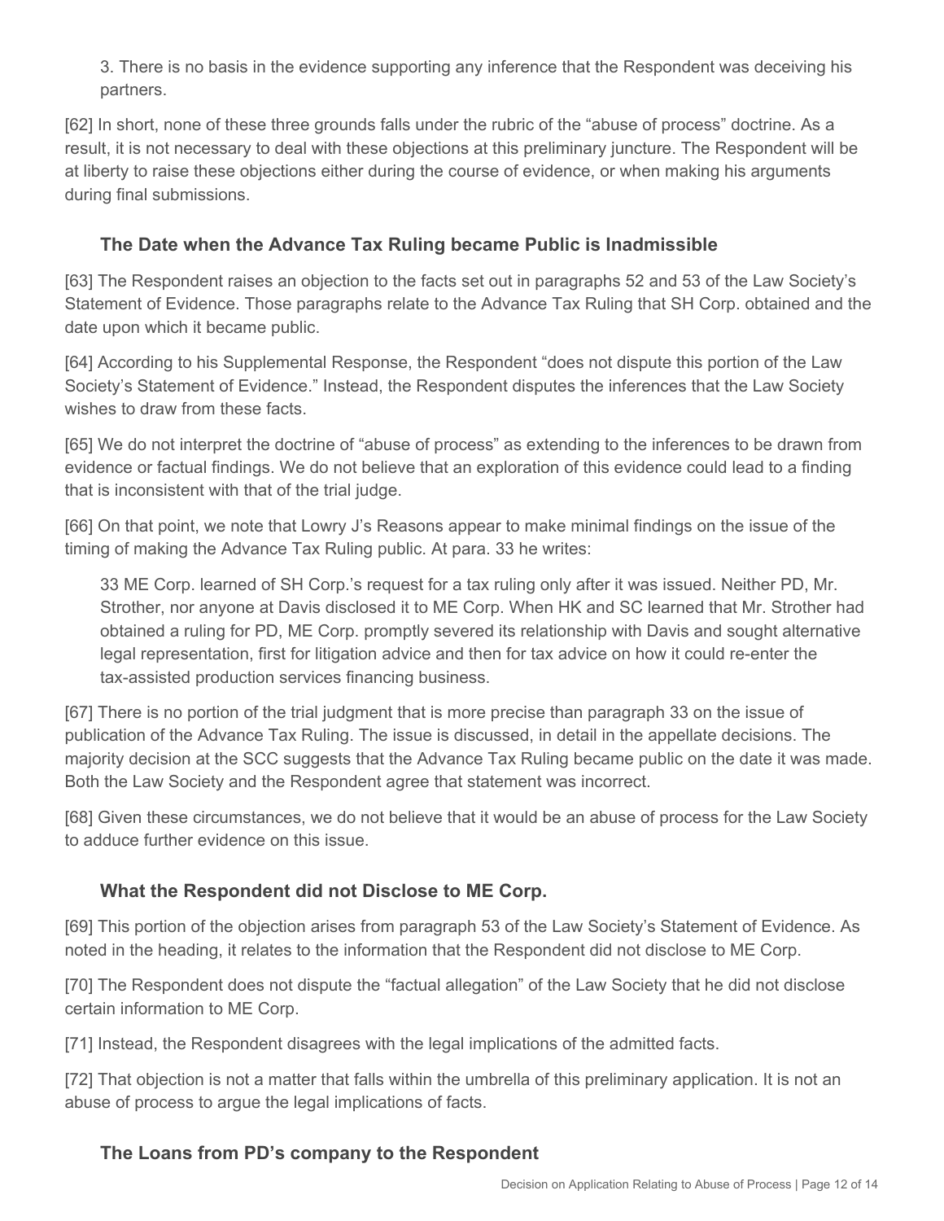3. There is no basis in the evidence supporting any inference that the Respondent was deceiving his partners.

[62] In short, none of these three grounds falls under the rubric of the "abuse of process" doctrine. As a result, it is not necessary to deal with these objections at this preliminary juncture. The Respondent will be at liberty to raise these objections either during the course of evidence, or when making his arguments during final submissions.

### The Date when the Advance Tax Ruling became Public is Inadmissible

[63] The Respondent raises an objection to the facts set out in paragraphs 52 and 53 of the Law Society's Statement of Evidence. Those paragraphs relate to the Advance Tax Ruling that SH Corp. obtained and the date upon which it became public.

[64] According to his Supplemental Response, the Respondent "does not dispute this portion of the Law Society's Statement of Evidence." Instead, the Respondent disputes the inferences that the Law Society wishes to draw from these facts.

[65] We do not interpret the doctrine of "abuse of process" as extending to the inferences to be drawn from evidence or factual findings. We do not believe that an exploration of this evidence could lead to a finding that is inconsistent with that of the trial judge.

[66] On that point, we note that Lowry J's Reasons appear to make minimal findings on the issue of the timing of making the Advance Tax Ruling public. At para. 33 he writes:

> 33 ME Corp. learned of SH Corp.'s request for a tax ruling only after it was issued. Neither PD, Mr. Strother, nor anyone at Davis disclosed it to ME Corp. When HK and SC learned that Mr. Strother had obtained a ruling for PD, ME Corp. promptly severed its relationship with Davis and sought alternative legal representation, first for litigation advice and then for tax advice on how it could re-enter the tax-assisted production services financing business.

[67] There is no portion of the trial judgment that is more precise than paragraph 33 on the issue of publication of the Advance Tax Ruling. The issue is discussed, in detail in the appellate decisions. The majority decision at the SCC suggests that the Advance Tax Ruling became public on the date it was made. Both the Law Society and the Respondent agree that statement was incorrect.

[68] Given these circumstances, we do not believe that it would be an abuse of process for the Law Society to adduce further evidence on this issue.

### What the Respondent did not Disclose to ME Corp.

[69] This portion of the objection arises from paragraph 53 of the Law Society's Statement of Evidence. As noted in the heading, it relates to the information that the Respondent did not disclose to ME Corp.

[70] The Respondent does not dispute the "factual allegation" of the Law Society that he did not disclose certain information to ME Corp.

[71] Instead, the Respondent disagrees with the legal implications of the admitted facts.

[72] That objection is not a matter that falls within the umbrella of this preliminary application. It is not an abuse of process to argue the legal implications of facts.

### The Loans from PD's company to the Respondent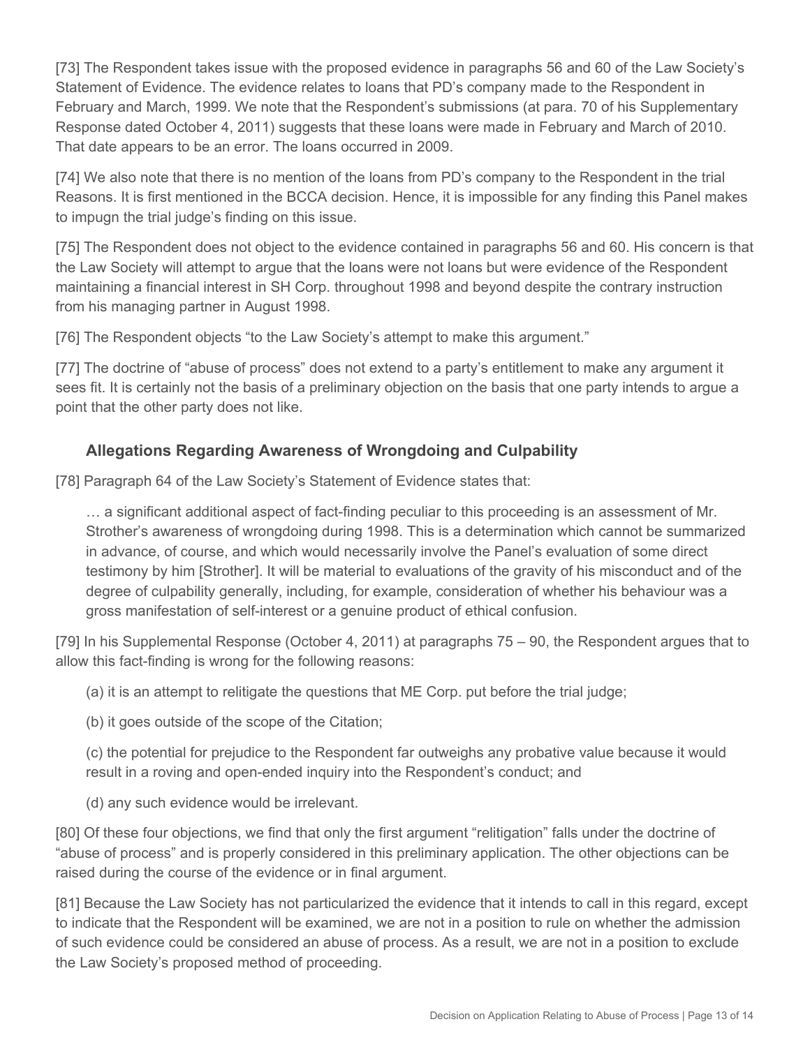[73] The Respondent takes issue with the proposed evidence in paragraphs 56 and 60 of the Law Society's Statement of Evidence. The evidence relates to loans that PD's company made to the Respondent in February and March, 1999. We note that the Respondent's submissions (at para. 70 of his Supplementary Response dated October 4, 2011) suggests that these loans were made in February and March of 2010. That date appears to be an error. The loans occurred in 2009.

[74] We also note that there is no mention of the loans from PD's company to the Respondent in the trial Reasons. It is first mentioned in the BCCA decision. Hence, it is impossible for any finding this Panel makes to impugn the trial judge's finding on this issue.

[75] The Respondent does not object to the evidence contained in paragraphs 56 and 60. His concern is that the Law Society will attempt to argue that the loans were not loans but were evidence of the Respondent maintaining a financial interest in SH Corp. throughout 1998 and beyond despite the contrary instruction from his managing partner in August 1998.

[76] The Respondent objects "to the Law Society's attempt to make this argument."

[77] The doctrine of "abuse of process" does not extend to a party's entitlement to make any argument it sees fit. It is certainly not the basis of a preliminary objection on the basis that one party intends to argue a point that the other party does not like.

### Allegations Regarding Awareness of Wrongdoing and Culpability

[78] Paragraph 64 of the Law Society's Statement of Evidence states that:

> … a significant additional aspect of fact-finding peculiar to this proceeding is an assessment of Mr. Strother's awareness of wrongdoing during 1998. This is a determination which cannot be summarized in advance, of course, and which would necessarily involve the Panel's evaluation of some direct testimony by him [Strother]. It will be material to evaluations of the gravity of his misconduct and of the degree of culpability generally, including, for example, consideration of whether his behaviour was a gross manifestation of self-interest or a genuine product of ethical confusion.

[79] In his Supplemental Response (October 4, 2011) at paragraphs 75 – 90, the Respondent argues that to allow this fact-finding is wrong for the following reasons:

(a) it is an attempt to relitigate the questions that ME Corp. put before the trial judge;

(b) it goes outside of the scope of the Citation;

(c) the potential for prejudice to the Respondent far outweighs any probative value because it would result in a roving and open-ended inquiry into the Respondent's conduct; and

(d) any such evidence would be irrelevant.

[80] Of these four objections, we find that only the first argument "relitigation" falls under the doctrine of "abuse of process" and is properly considered in this preliminary application. The other objections can be raised during the course of the evidence or in final argument.

[81] Because the Law Society has not particularized the evidence that it intends to call in this regard, except to indicate that the Respondent will be examined, we are not in a position to rule on whether the admission of such evidence could be considered an abuse of process. As a result, we are not in a position to exclude the Law Society's proposed method of proceeding.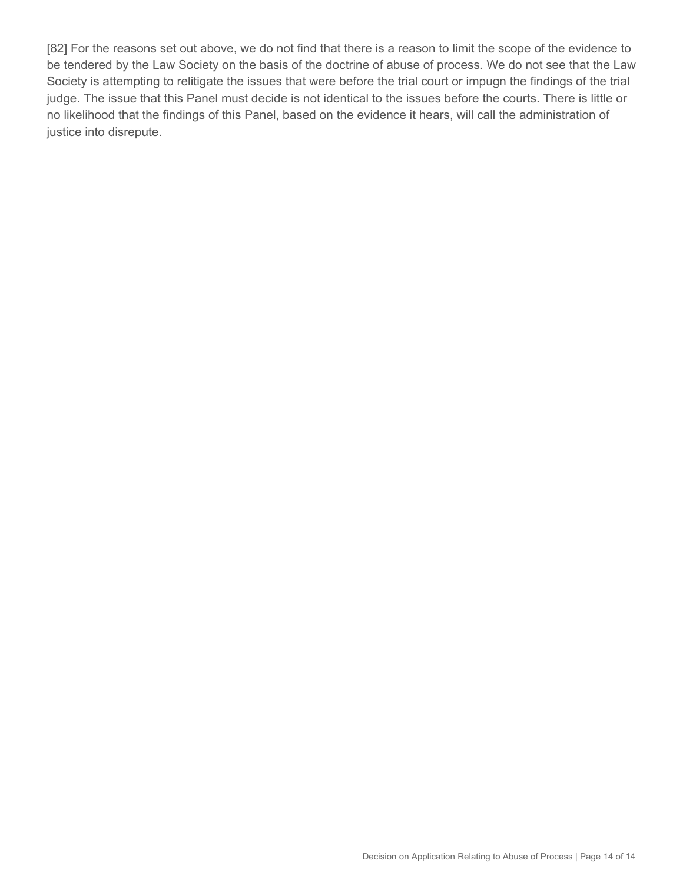[82] For the reasons set out above, we do not find that there is a reason to limit the scope of the evidence to be tendered by the Law Society on the basis of the doctrine of abuse of process. We do not see that the Law Society is attempting to relitigate the issues that were before the trial court or impugn the findings of the trial judge. The issue that this Panel must decide is not identical to the issues before the courts. There is little or no likelihood that the findings of this Panel, based on the evidence it hears, will call the administration of justice into disrepute.